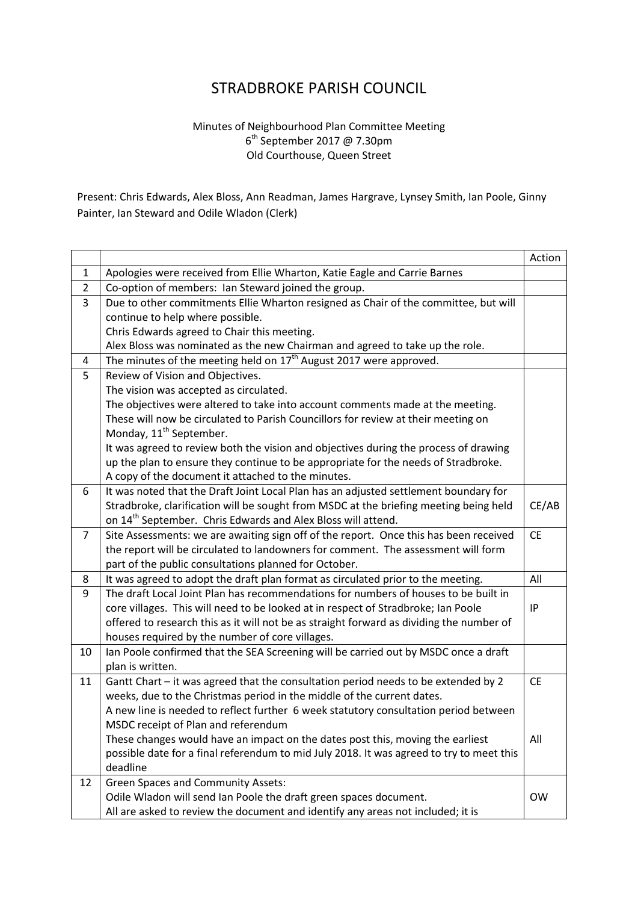# STRADBROKE PARISH COUNCIL

Minutes of Neighbourhood Plan Committee Meeting
6th September 2017 @ 7.30pm
Old Courthouse, Queen Street

Present: Chris Edwards, Alex Bloss, Ann Readman, James Hargrave, Lynsey Smith, Ian Poole, Ginny Painter, Ian Steward and Odile Wladon (Clerk)

| | | Action |
|---|---|---|
| 1 | Apologies were received from Ellie Wharton, Katie Eagle and Carrie Barnes | |
| 2 | Co-option of members: Ian Steward joined the group. | |
| 3 | Due to other commitments Ellie Wharton resigned as Chair of the committee, but will continue to help where possible.<br>Chris Edwards agreed to Chair this meeting.<br>Alex Bloss was nominated as the new Chairman and agreed to take up the role. | |
| 4 | The minutes of the meeting held on 17th August 2017 were approved. | |
| 5 | Review of Vision and Objectives.<br>The vision was accepted as circulated.<br>The objectives were altered to take into account comments made at the meeting. These will now be circulated to Parish Councillors for review at their meeting on Monday, 11th September.<br>It was agreed to review both the vision and objectives during the process of drawing up the plan to ensure they continue to be appropriate for the needs of Stradbroke.<br>A copy of the document it attached to the minutes. | |
| 6 | It was noted that the Draft Joint Local Plan has an adjusted settlement boundary for Stradbroke, clarification will be sought from MSDC at the briefing meeting being held on 14th September. Chris Edwards and Alex Bloss will attend. | CE/AB |
| 7 | Site Assessments: we are awaiting sign off of the report. Once this has been received the report will be circulated to landowners for comment. The assessment will form part of the public consultations planned for October. | CE |
| 8 | It was agreed to adopt the draft plan format as circulated prior to the meeting. | All |
| 9 | The draft Local Joint Plan has recommendations for numbers of houses to be built in core villages. This will need to be looked at in respect of Stradbroke; Ian Poole offered to research this as it will not be as straight forward as dividing the number of houses required by the number of core villages. | IP |
| 10 | Ian Poole confirmed that the SEA Screening will be carried out by MSDC once a draft plan is written. | |
| 11 | Gantt Chart – it was agreed that the consultation period needs to be extended by 2 weeks, due to the Christmas period in the middle of the current dates.<br>A new line is needed to reflect further 6 week statutory consultation period between MSDC receipt of Plan and referendum<br>These changes would have an impact on the dates post this, moving the earliest possible date for a final referendum to mid July 2018. It was agreed to try to meet this deadline | CE<br><br><br>All |
| 12 | Green Spaces and Community Assets:<br>Odile Wladon will send Ian Poole the draft green spaces document.<br>All are asked to review the document and identify any areas not included; it is | <br>OW |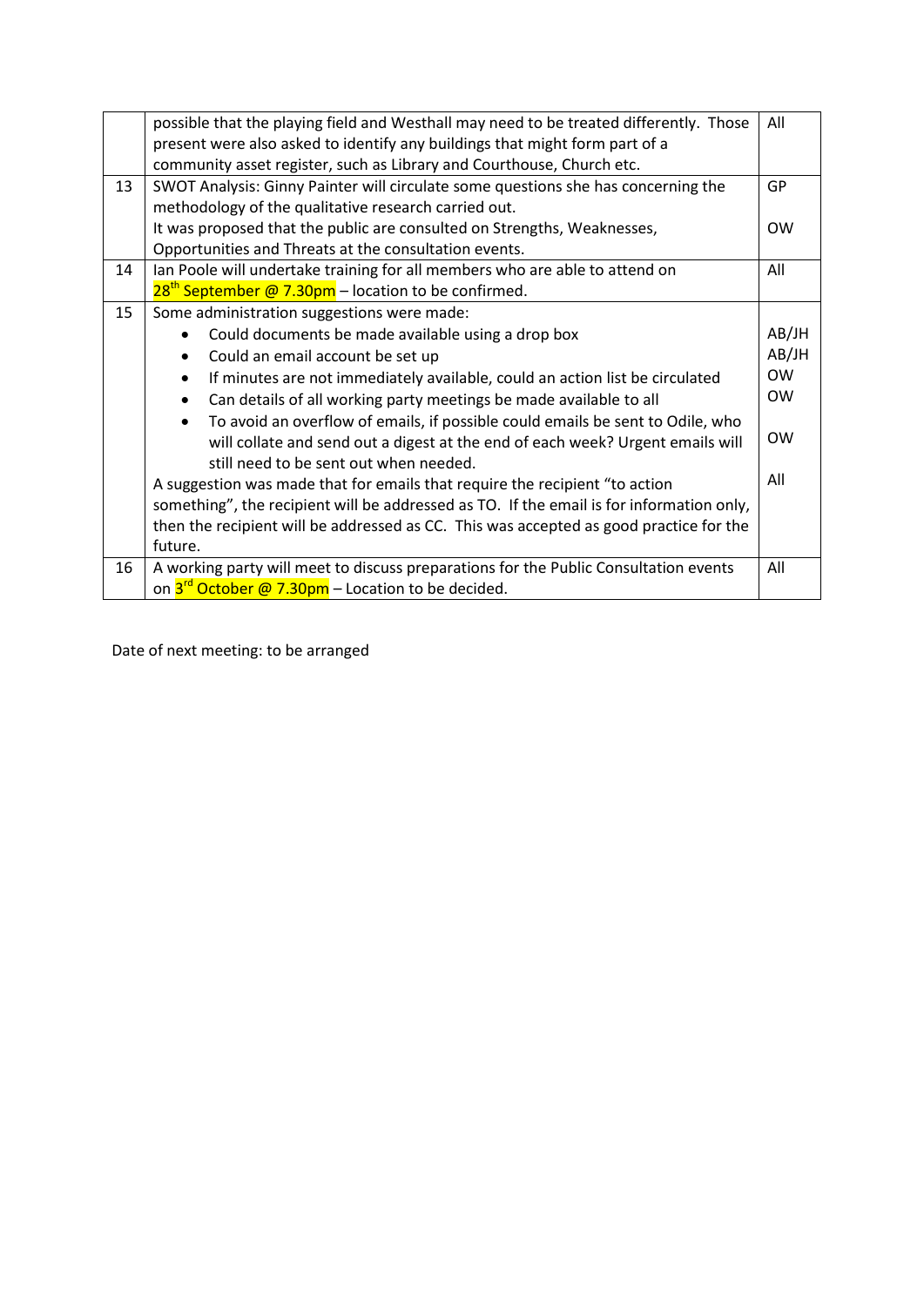| | | |
|---|---|---|
| | possible that the playing field and Westhall may need to be treated differently. Those present were also asked to identify any buildings that might form part of a community asset register, such as Library and Courthouse, Church etc. | All |
| 13 | SWOT Analysis: Ginny Painter will circulate some questions she has concerning the methodology of the qualitative research carried out.<br>It was proposed that the public are consulted on Strengths, Weaknesses, Opportunities and Threats at the consultation events. | GP<br><br>OW |
| 14 | Ian Poole will undertake training for all members who are able to attend on 28th September @ 7.30pm – location to be confirmed. | All |
| 15 | Some administration suggestions were made:<br>• Could documents be made available using a drop box<br>• Could an email account be set up<br>• If minutes are not immediately available, could an action list be circulated<br>• Can details of all working party meetings be made available to all<br>• To avoid an overflow of emails, if possible could emails be sent to Odile, who will collate and send out a digest at the end of each week? Urgent emails will still need to be sent out when needed.<br>A suggestion was made that for emails that require the recipient "to action something", the recipient will be addressed as TO. If the email is for information only, then the recipient will be addressed as CC. This was accepted as good practice for the future. | <br>AB/JH<br>AB/JH<br>OW<br>OW<br>OW<br><br>All |
| 16 | A working party will meet to discuss preparations for the Public Consultation events on 3rd October @ 7.30pm – Location to be decided. | All |

Date of next meeting: to be arranged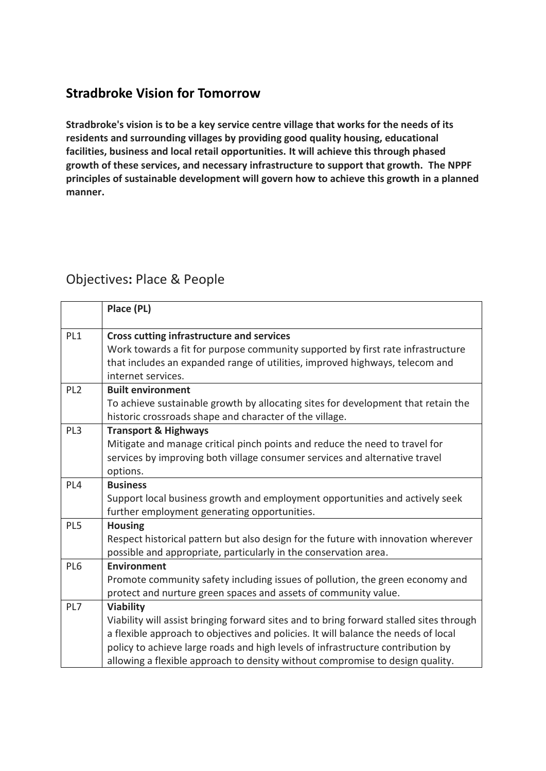## Stradbroke Vision for Tomorrow

**Stradbroke's vision is to be a key service centre village that works for the needs of its residents and surrounding villages by providing good quality housing, educational facilities, business and local retail opportunities. It will achieve this through phased growth of these services, and necessary infrastructure to support that growth. The NPPF principles of sustainable development will govern how to achieve this growth in a planned manner.**

## Objectives: Place & People

| | **Place (PL)** |
|---|---|
| PL1 | **Cross cutting infrastructure and services**<br>Work towards a fit for purpose community supported by first rate infrastructure that includes an expanded range of utilities, improved highways, telecom and internet services. |
| PL2 | **Built environment**<br>To achieve sustainable growth by allocating sites for development that retain the historic crossroads shape and character of the village. |
| PL3 | **Transport & Highways**<br>Mitigate and manage critical pinch points and reduce the need to travel for services by improving both village consumer services and alternative travel options. |
| PL4 | **Business**<br>Support local business growth and employment opportunities and actively seek further employment generating opportunities. |
| PL5 | **Housing**<br>Respect historical pattern but also design for the future with innovation wherever possible and appropriate, particularly in the conservation area. |
| PL6 | **Environment**<br>Promote community safety including issues of pollution, the green economy and protect and nurture green spaces and assets of community value. |
| PL7 | **Viability**<br>Viability will assist bringing forward sites and to bring forward stalled sites through a flexible approach to objectives and policies. It will balance the needs of local policy to achieve large roads and high levels of infrastructure contribution by allowing a flexible approach to density without compromise to design quality. |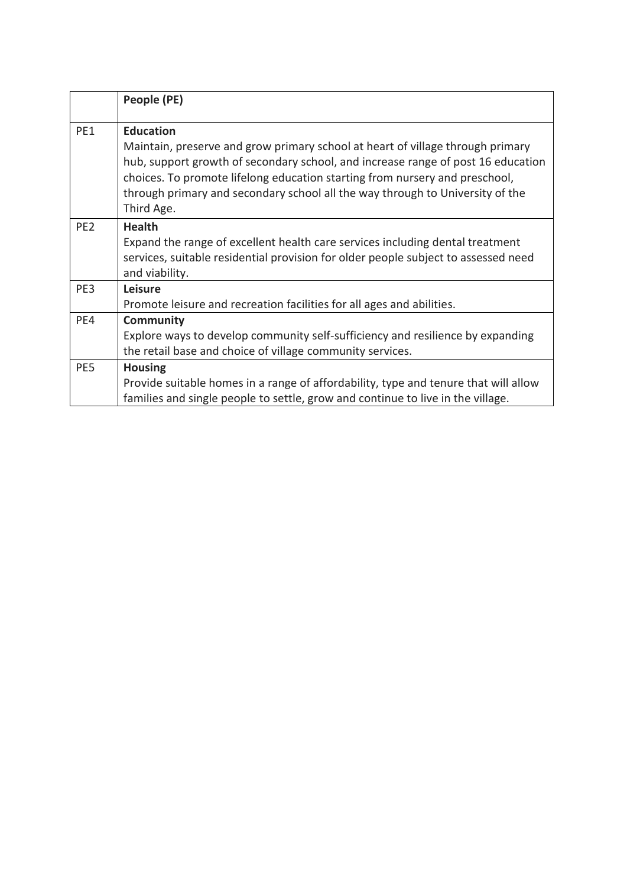| | People (PE) |
|---|---|
| PE1 | **Education**<br>Maintain, preserve and grow primary school at heart of village through primary hub, support growth of secondary school, and increase range of post 16 education choices. To promote lifelong education starting from nursery and preschool, through primary and secondary school all the way through to University of the Third Age. |
| PE2 | **Health**<br>Expand the range of excellent health care services including dental treatment services, suitable residential provision for older people subject to assessed need and viability. |
| PE3 | **Leisure**<br>Promote leisure and recreation facilities for all ages and abilities. |
| PE4 | **Community**<br>Explore ways to develop community self-sufficiency and resilience by expanding the retail base and choice of village community services. |
| PE5 | **Housing**<br>Provide suitable homes in a range of affordability, type and tenure that will allow families and single people to settle, grow and continue to live in the village. |